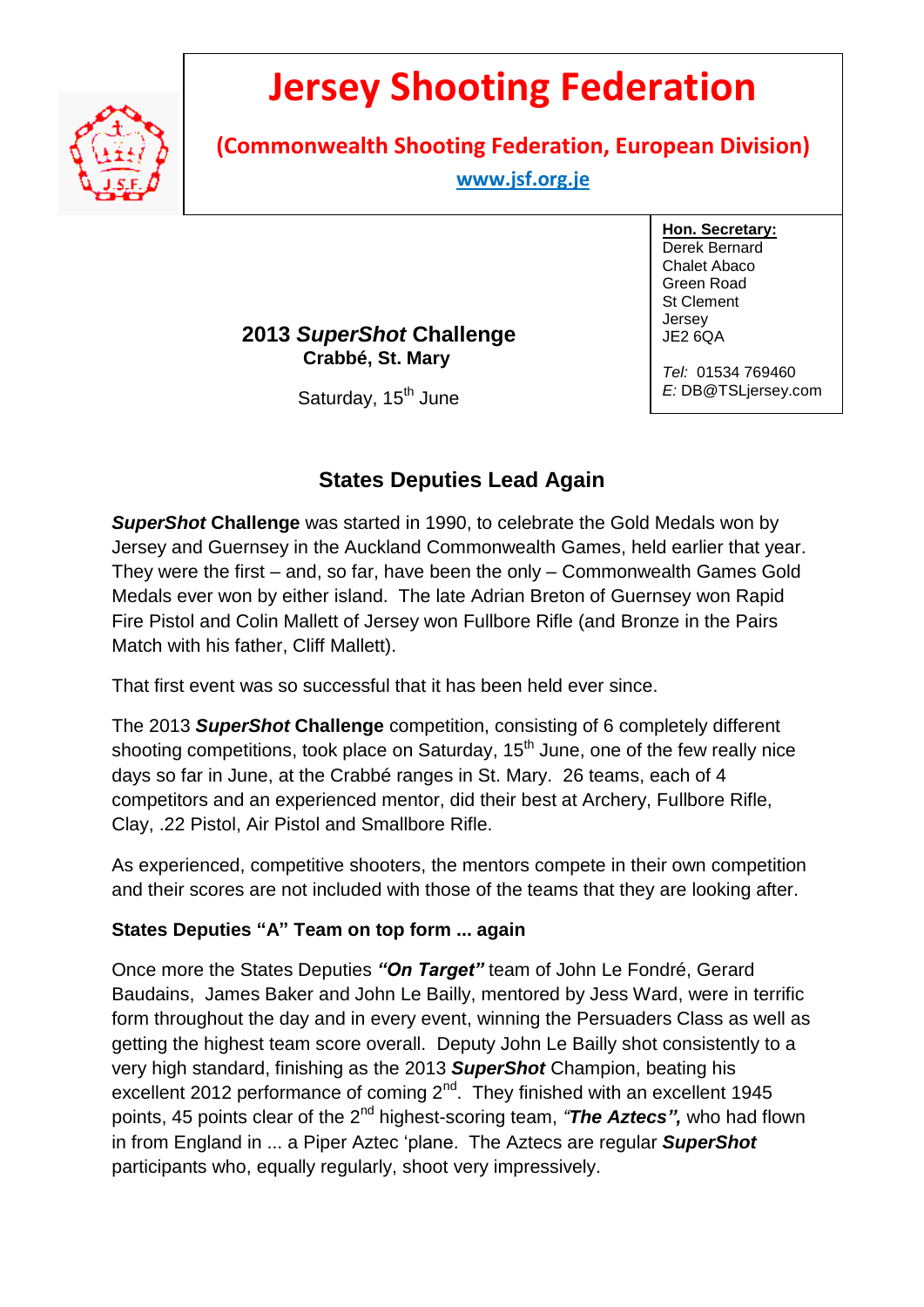# Jersey Shooting Federation

**(Commonwealth Shooting Federation, European Division)**

**www.jsf.org.je**

**Hon. Secretary:**
Derek Bernard
Chalet Abaco
Green Road
St Clement
Jersey
JE2 6QA

*Tel:* 01534 769460
*E:* DB@TSLjersey.com

**2013 *SuperShot* Challenge**
**Crabbé, St. Mary**

Saturday, 15th June

## States Deputies Lead Again

***SuperShot* Challenge** was started in 1990, to celebrate the Gold Medals won by Jersey and Guernsey in the Auckland Commonwealth Games, held earlier that year. They were the first – and, so far, have been the only – Commonwealth Games Gold Medals ever won by either island. The late Adrian Breton of Guernsey won Rapid Fire Pistol and Colin Mallett of Jersey won Fullbore Rifle (and Bronze in the Pairs Match with his father, Cliff Mallett).

That first event was so successful that it has been held ever since.

The 2013 ***SuperShot* Challenge** competition, consisting of 6 completely different shooting competitions, took place on Saturday, 15th June, one of the few really nice days so far in June, at the Crabbé ranges in St. Mary. 26 teams, each of 4 competitors and an experienced mentor, did their best at Archery, Fullbore Rifle, Clay, .22 Pistol, Air Pistol and Smallbore Rifle.

As experienced, competitive shooters, the mentors compete in their own competition and their scores are not included with those of the teams that they are looking after.

**States Deputies "A" Team on top form ... again**

Once more the States Deputies ***"On Target"*** team of John Le Fondré, Gerard Baudains, James Baker and John Le Bailly, mentored by Jess Ward, were in terrific form throughout the day and in every event, winning the Persuaders Class as well as getting the highest team score overall. Deputy John Le Bailly shot consistently to a very high standard, finishing as the 2013 ***SuperShot*** Champion, beating his excellent 2012 performance of coming 2nd. They finished with an excellent 1945 points, 45 points clear of the 2nd highest-scoring team, ***"The Aztecs",*** who had flown in from England in ... a Piper Aztec 'plane. The Aztecs are regular ***SuperShot*** participants who, equally regularly, shoot very impressively.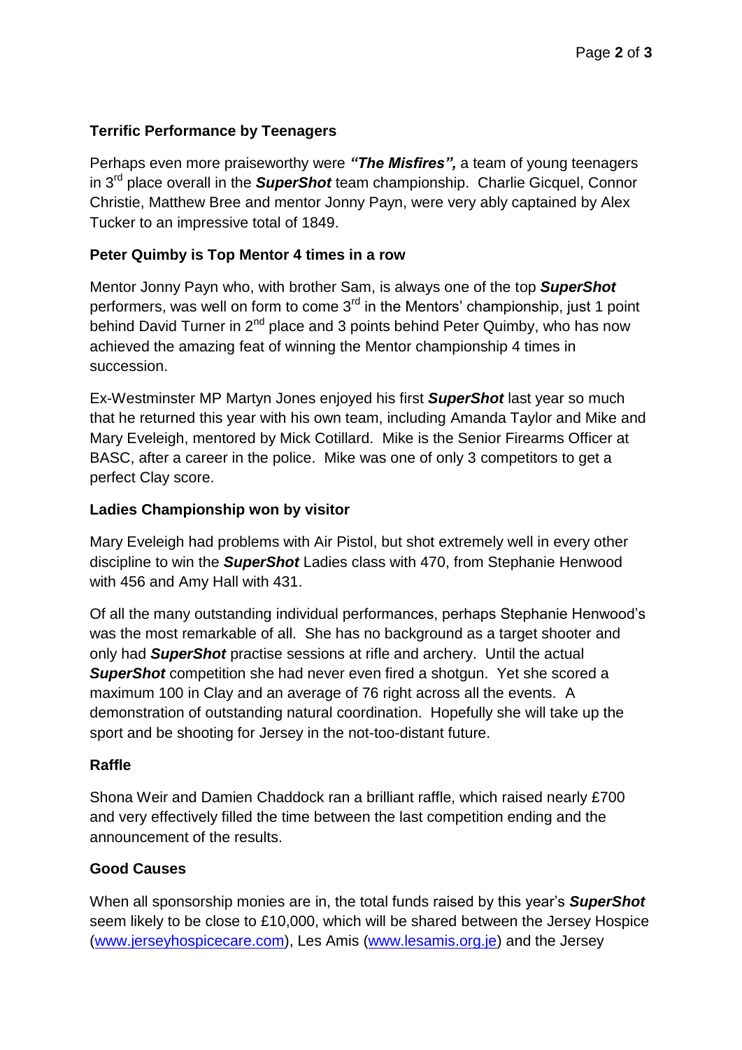### Terrific Performance by Teenagers

Perhaps even more praiseworthy were ***"The Misfires",*** a team of young teenagers in 3rd place overall in the ***SuperShot*** team championship. Charlie Gicquel, Connor Christie, Matthew Bree and mentor Jonny Payn, were very ably captained by Alex Tucker to an impressive total of 1849.

### Peter Quimby is Top Mentor 4 times in a row

Mentor Jonny Payn who, with brother Sam, is always one of the top ***SuperShot*** performers, was well on form to come 3rd in the Mentors' championship, just 1 point behind David Turner in 2nd place and 3 points behind Peter Quimby, who has now achieved the amazing feat of winning the Mentor championship 4 times in succession.

Ex-Westminster MP Martyn Jones enjoyed his first ***SuperShot*** last year so much that he returned this year with his own team, including Amanda Taylor and Mike and Mary Eveleigh, mentored by Mick Cotillard. Mike is the Senior Firearms Officer at BASC, after a career in the police. Mike was one of only 3 competitors to get a perfect Clay score.

### Ladies Championship won by visitor

Mary Eveleigh had problems with Air Pistol, but shot extremely well in every other discipline to win the ***SuperShot*** Ladies class with 470, from Stephanie Henwood with 456 and Amy Hall with 431.

Of all the many outstanding individual performances, perhaps Stephanie Henwood's was the most remarkable of all. She has no background as a target shooter and only had ***SuperShot*** practise sessions at rifle and archery. Until the actual ***SuperShot*** competition she had never even fired a shotgun. Yet she scored a maximum 100 in Clay and an average of 76 right across all the events. A demonstration of outstanding natural coordination. Hopefully she will take up the sport and be shooting for Jersey in the not-too-distant future.

### Raffle

Shona Weir and Damien Chaddock ran a brilliant raffle, which raised nearly £700 and very effectively filled the time between the last competition ending and the announcement of the results.

### Good Causes

When all sponsorship monies are in, the total funds raised by this year's ***SuperShot*** seem likely to be close to £10,000, which will be shared between the Jersey Hospice (www.jerseyhospicecare.com), Les Amis (www.lesamis.org.je) and the Jersey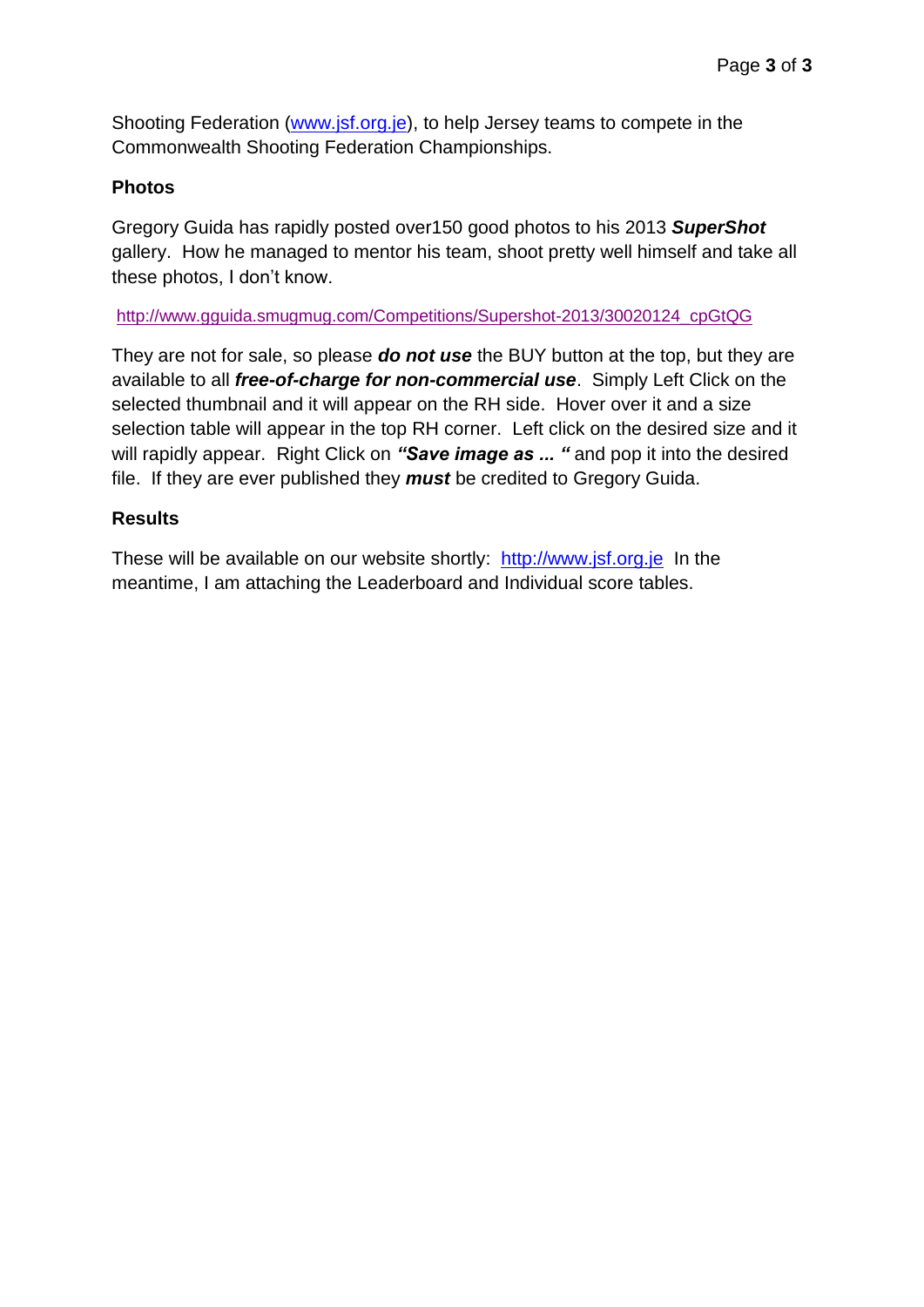Shooting Federation (www.jsf.org.je), to help Jersey teams to compete in the Commonwealth Shooting Federation Championships.

**Photos**

Gregory Guida has rapidly posted over150 good photos to his 2013 ***SuperShot*** gallery. How he managed to mentor his team, shoot pretty well himself and take all these photos, I don't know.

http://www.gguida.smugmug.com/Competitions/Supershot-2013/30020124_cpGtQG

They are not for sale, so please ***do not use*** the BUY button at the top, but they are available to all ***free-of-charge for non-commercial use***. Simply Left Click on the selected thumbnail and it will appear on the RH side. Hover over it and a size selection table will appear in the top RH corner. Left click on the desired size and it will rapidly appear. Right Click on ***"Save image as ... "*** and pop it into the desired file. If they are ever published they ***must*** be credited to Gregory Guida.

**Results**

These will be available on our website shortly: http://www.jsf.org.je In the meantime, I am attaching the Leaderboard and Individual score tables.